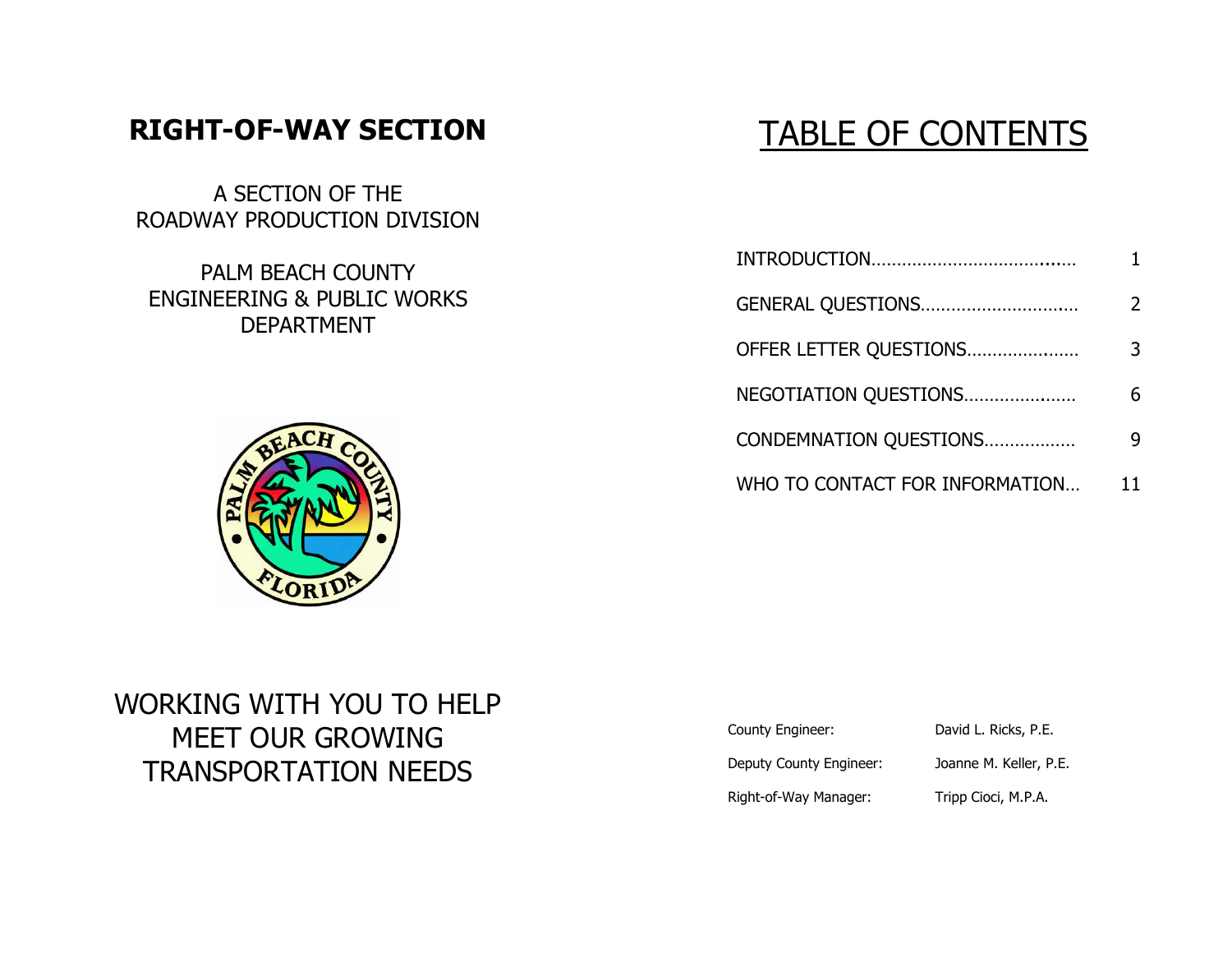# RIGHT-OF-WAY SECTION

A SECTION OF THE
ROADWAY PRODUCTION DIVISION

PALM BEACH COUNTY
ENGINEERING & PUBLIC WORKS
DEPARTMENT

WORKING WITH YOU TO HELP MEET OUR GROWING TRANSPORTATION NEEDS

# TABLE OF CONTENTS

| | |
|---|---|
| INTRODUCTION | 1 |
| GENERAL QUESTIONS | 2 |
| OFFER LETTER QUESTIONS | 3 |
| NEGOTIATION QUESTIONS | 6 |
| CONDEMNATION QUESTIONS | 9 |
| WHO TO CONTACT FOR INFORMATION | 11 |

| | |
|---|---|
| County Engineer: | David L. Ricks, P.E. |
| Deputy County Engineer: | Joanne M. Keller, P.E. |
| Right-of-Way Manager: | Tripp Cioci, M.P.A. |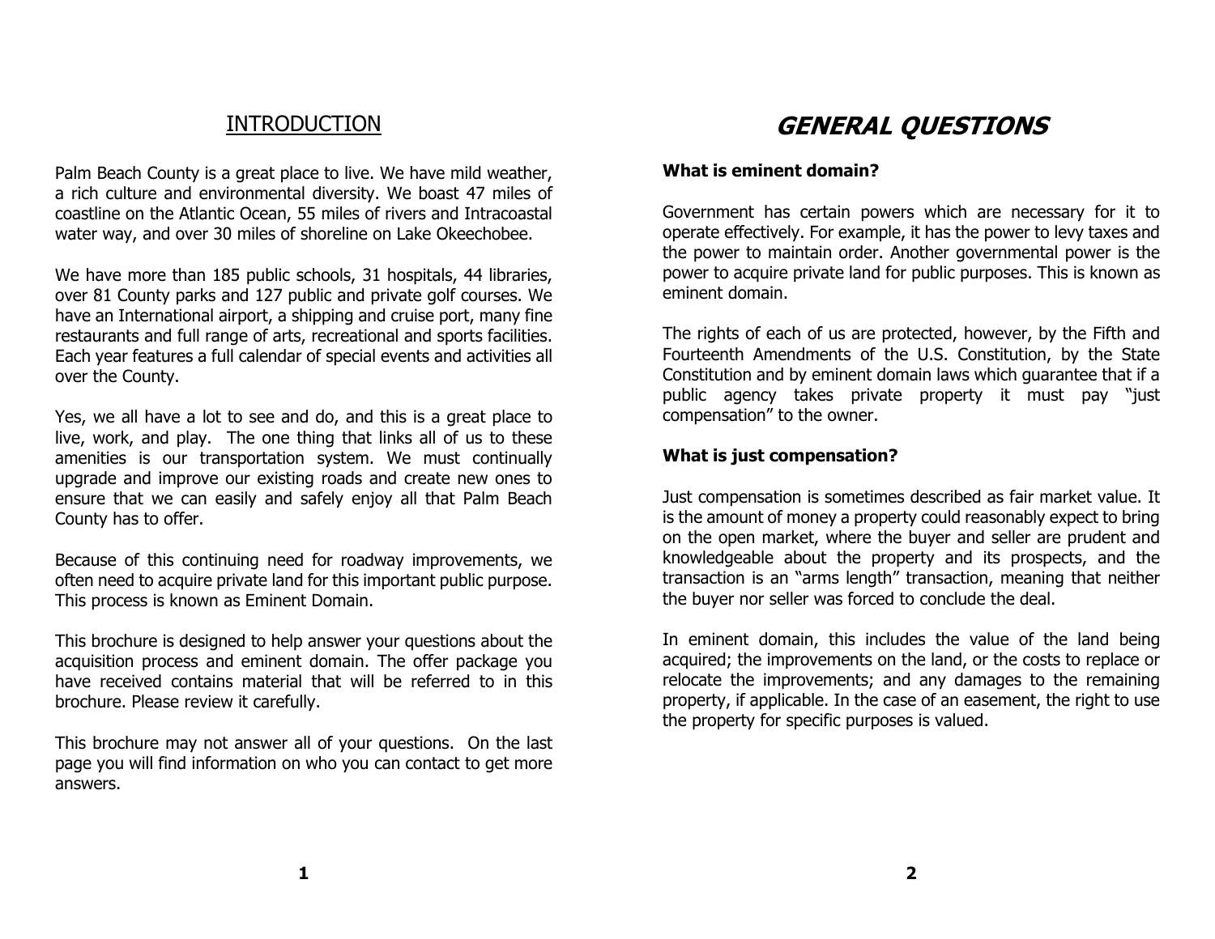## INTRODUCTION

Palm Beach County is a great place to live. We have mild weather, a rich culture and environmental diversity. We boast 47 miles of coastline on the Atlantic Ocean, 55 miles of rivers and Intracoastal water way, and over 30 miles of shoreline on Lake Okeechobee.

We have more than 185 public schools, 31 hospitals, 44 libraries, over 81 County parks and 127 public and private golf courses. We have an International airport, a shipping and cruise port, many fine restaurants and full range of arts, recreational and sports facilities. Each year features a full calendar of special events and activities all over the County.

Yes, we all have a lot to see and do, and this is a great place to live, work, and play. The one thing that links all of us to these amenities is our transportation system. We must continually upgrade and improve our existing roads and create new ones to ensure that we can easily and safely enjoy all that Palm Beach County has to offer.

Because of this continuing need for roadway improvements, we often need to acquire private land for this important public purpose. This process is known as Eminent Domain.

This brochure is designed to help answer your questions about the acquisition process and eminent domain. The offer package you have received contains material that will be referred to in this brochure. Please review it carefully.

This brochure may not answer all of your questions. On the last page you will find information on who you can contact to get more answers.

# *GENERAL QUESTIONS*

**What is eminent domain?**

Government has certain powers which are necessary for it to operate effectively. For example, it has the power to levy taxes and the power to maintain order. Another governmental power is the power to acquire private land for public purposes. This is known as eminent domain.

The rights of each of us are protected, however, by the Fifth and Fourteenth Amendments of the U.S. Constitution, by the State Constitution and by eminent domain laws which guarantee that if a public agency takes private property it must pay "just compensation" to the owner.

**What is just compensation?**

Just compensation is sometimes described as fair market value. It is the amount of money a property could reasonably expect to bring on the open market, where the buyer and seller are prudent and knowledgeable about the property and its prospects, and the transaction is an "arms length" transaction, meaning that neither the buyer nor seller was forced to conclude the deal.

In eminent domain, this includes the value of the land being acquired; the improvements on the land, or the costs to replace or relocate the improvements; and any damages to the remaining property, if applicable. In the case of an easement, the right to use the property for specific purposes is valued.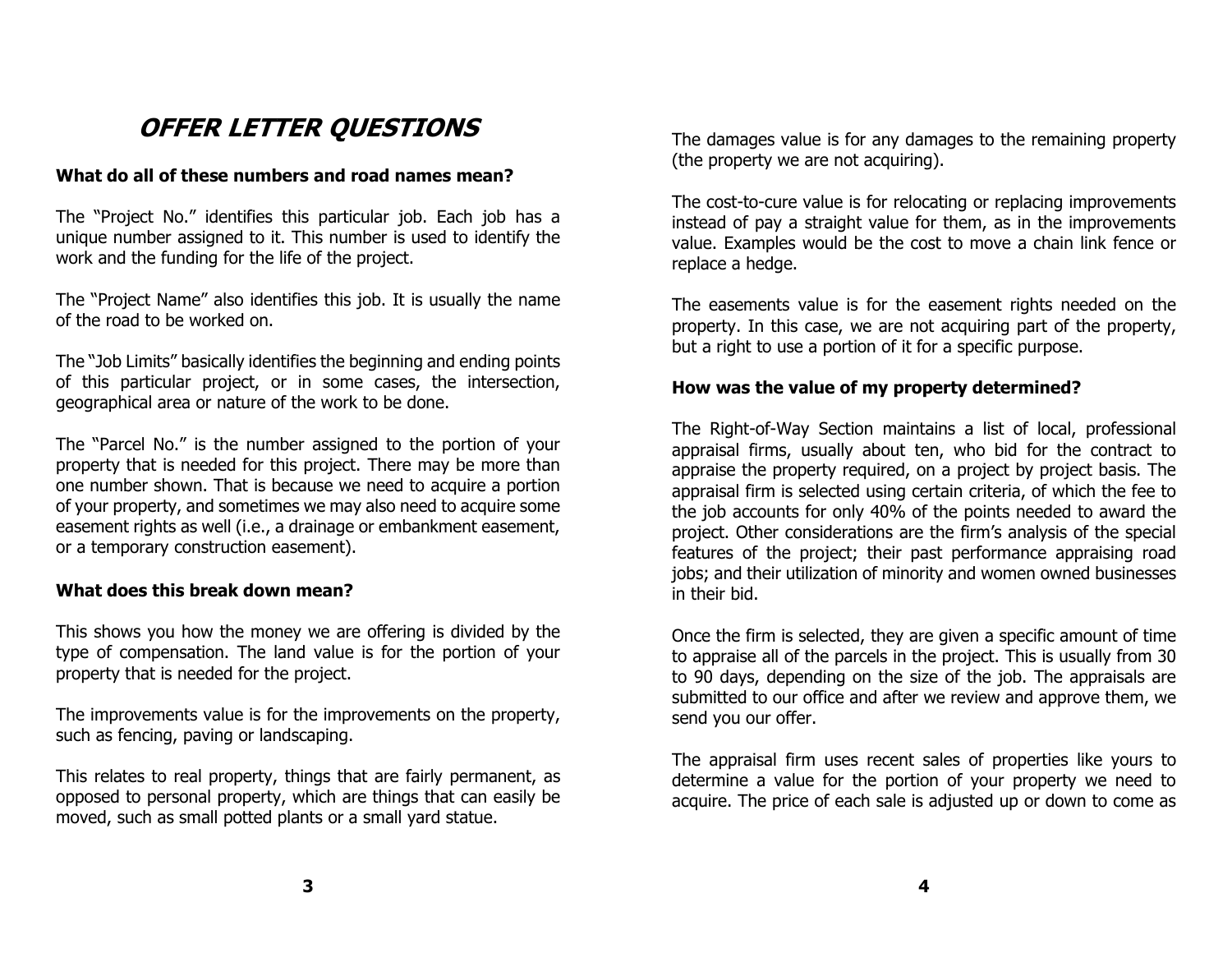## *OFFER LETTER QUESTIONS*

**What do all of these numbers and road names mean?**

The "Project No." identifies this particular job. Each job has a unique number assigned to it. This number is used to identify the work and the funding for the life of the project.

The "Project Name" also identifies this job. It is usually the name of the road to be worked on.

The "Job Limits" basically identifies the beginning and ending points of this particular project, or in some cases, the intersection, geographical area or nature of the work to be done.

The "Parcel No." is the number assigned to the portion of your property that is needed for this project. There may be more than one number shown. That is because we need to acquire a portion of your property, and sometimes we may also need to acquire some easement rights as well (i.e., a drainage or embankment easement, or a temporary construction easement).

**What does this break down mean?**

This shows you how the money we are offering is divided by the type of compensation. The land value is for the portion of your property that is needed for the project.

The improvements value is for the improvements on the property, such as fencing, paving or landscaping.

This relates to real property, things that are fairly permanent, as opposed to personal property, which are things that can easily be moved, such as small potted plants or a small yard statue.

The damages value is for any damages to the remaining property (the property we are not acquiring).

The cost-to-cure value is for relocating or replacing improvements instead of pay a straight value for them, as in the improvements value. Examples would be the cost to move a chain link fence or replace a hedge.

The easements value is for the easement rights needed on the property. In this case, we are not acquiring part of the property, but a right to use a portion of it for a specific purpose.

**How was the value of my property determined?**

The Right-of-Way Section maintains a list of local, professional appraisal firms, usually about ten, who bid for the contract to appraise the property required, on a project by project basis. The appraisal firm is selected using certain criteria, of which the fee to the job accounts for only 40% of the points needed to award the project. Other considerations are the firm's analysis of the special features of the project; their past performance appraising road jobs; and their utilization of minority and women owned businesses in their bid.

Once the firm is selected, they are given a specific amount of time to appraise all of the parcels in the project. This is usually from 30 to 90 days, depending on the size of the job. The appraisals are submitted to our office and after we review and approve them, we send you our offer.

The appraisal firm uses recent sales of properties like yours to determine a value for the portion of your property we need to acquire. The price of each sale is adjusted up or down to come as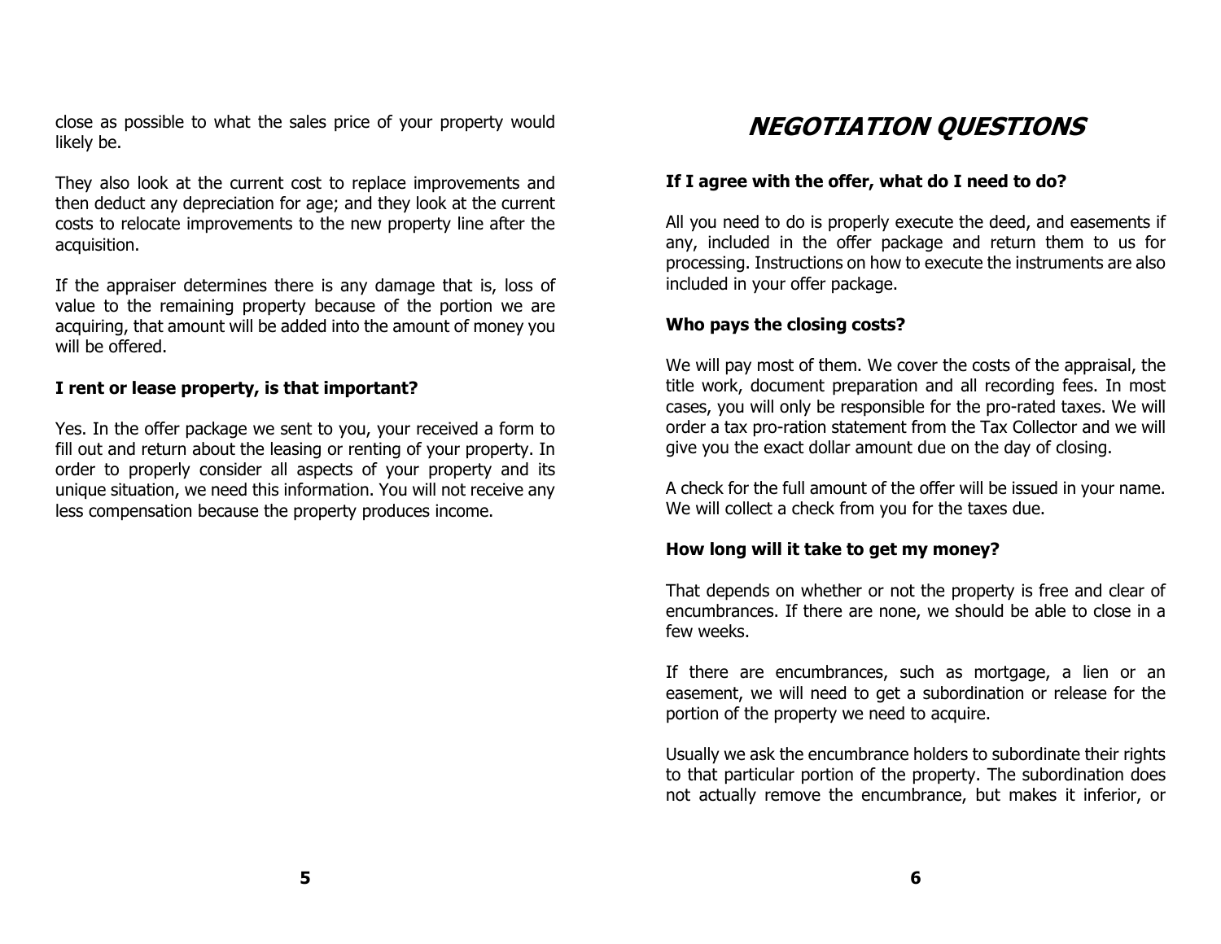close as possible to what the sales price of your property would likely be.

They also look at the current cost to replace improvements and then deduct any depreciation for age; and they look at the current costs to relocate improvements to the new property line after the acquisition.

If the appraiser determines there is any damage that is, loss of value to the remaining property because of the portion we are acquiring, that amount will be added into the amount of money you will be offered.

**I rent or lease property, is that important?**

Yes. In the offer package we sent to you, your received a form to fill out and return about the leasing or renting of your property. In order to properly consider all aspects of your property and its unique situation, we need this information. You will not receive any less compensation because the property produces income.

# *NEGOTIATION QUESTIONS*

**If I agree with the offer, what do I need to do?**

All you need to do is properly execute the deed, and easements if any, included in the offer package and return them to us for processing. Instructions on how to execute the instruments are also included in your offer package.

**Who pays the closing costs?**

We will pay most of them. We cover the costs of the appraisal, the title work, document preparation and all recording fees. In most cases, you will only be responsible for the pro-rated taxes. We will order a tax pro-ration statement from the Tax Collector and we will give you the exact dollar amount due on the day of closing.

A check for the full amount of the offer will be issued in your name. We will collect a check from you for the taxes due.

**How long will it take to get my money?**

That depends on whether or not the property is free and clear of encumbrances. If there are none, we should be able to close in a few weeks.

If there are encumbrances, such as mortgage, a lien or an easement, we will need to get a subordination or release for the portion of the property we need to acquire.

Usually we ask the encumbrance holders to subordinate their rights to that particular portion of the property. The subordination does not actually remove the encumbrance, but makes it inferior, or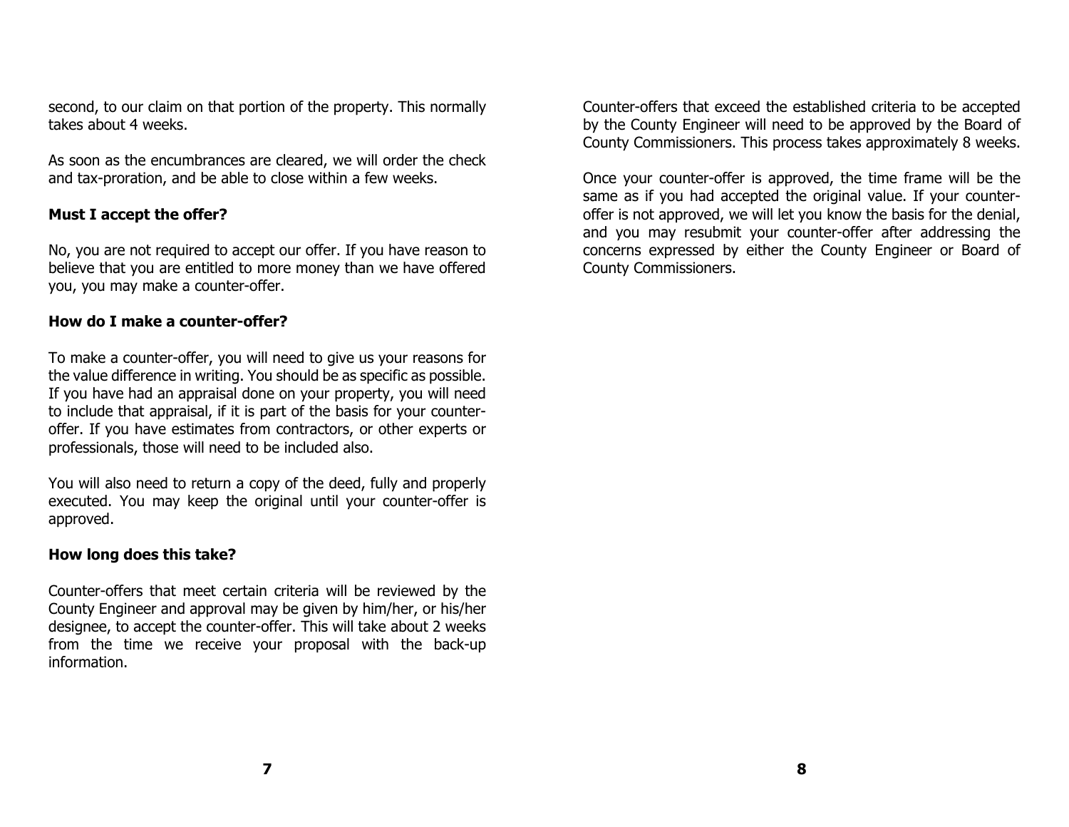second, to our claim on that portion of the property. This normally takes about 4 weeks.

As soon as the encumbrances are cleared, we will order the check and tax-proration, and be able to close within a few weeks.

### Must I accept the offer?

No, you are not required to accept our offer. If you have reason to believe that you are entitled to more money than we have offered you, you may make a counter-offer.

### How do I make a counter-offer?

To make a counter-offer, you will need to give us your reasons for the value difference in writing. You should be as specific as possible. If you have had an appraisal done on your property, you will need to include that appraisal, if it is part of the basis for your counter-offer. If you have estimates from contractors, or other experts or professionals, those will need to be included also.

You will also need to return a copy of the deed, fully and properly executed. You may keep the original until your counter-offer is approved.

### How long does this take?

Counter-offers that meet certain criteria will be reviewed by the County Engineer and approval may be given by him/her, or his/her designee, to accept the counter-offer. This will take about 2 weeks from the time we receive your proposal with the back-up information.

Counter-offers that exceed the established criteria to be accepted by the County Engineer will need to be approved by the Board of County Commissioners. This process takes approximately 8 weeks.

Once your counter-offer is approved, the time frame will be the same as if you had accepted the original value. If your counter-offer is not approved, we will let you know the basis for the denial, and you may resubmit your counter-offer after addressing the concerns expressed by either the County Engineer or Board of County Commissioners.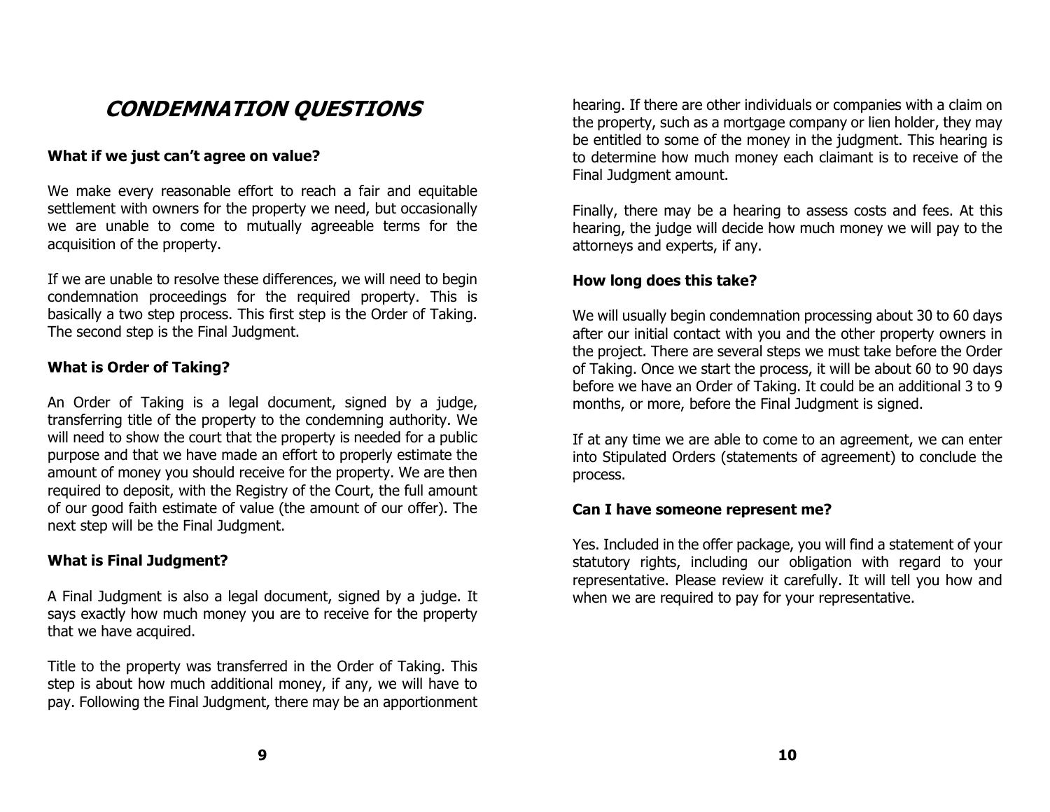# CONDEMNATION QUESTIONS

**What if we just can't agree on value?**

We make every reasonable effort to reach a fair and equitable settlement with owners for the property we need, but occasionally we are unable to come to mutually agreeable terms for the acquisition of the property.

If we are unable to resolve these differences, we will need to begin condemnation proceedings for the required property. This is basically a two step process. This first step is the Order of Taking. The second step is the Final Judgment.

**What is Order of Taking?**

An Order of Taking is a legal document, signed by a judge, transferring title of the property to the condemning authority. We will need to show the court that the property is needed for a public purpose and that we have made an effort to properly estimate the amount of money you should receive for the property. We are then required to deposit, with the Registry of the Court, the full amount of our good faith estimate of value (the amount of our offer). The next step will be the Final Judgment.

**What is Final Judgment?**

A Final Judgment is also a legal document, signed by a judge. It says exactly how much money you are to receive for the property that we have acquired.

Title to the property was transferred in the Order of Taking. This step is about how much additional money, if any, we will have to pay. Following the Final Judgment, there may be an apportionment hearing. If there are other individuals or companies with a claim on the property, such as a mortgage company or lien holder, they may be entitled to some of the money in the judgment. This hearing is to determine how much money each claimant is to receive of the Final Judgment amount.

Finally, there may be a hearing to assess costs and fees. At this hearing, the judge will decide how much money we will pay to the attorneys and experts, if any.

**How long does this take?**

We will usually begin condemnation processing about 30 to 60 days after our initial contact with you and the other property owners in the project. There are several steps we must take before the Order of Taking. Once we start the process, it will be about 60 to 90 days before we have an Order of Taking. It could be an additional 3 to 9 months, or more, before the Final Judgment is signed.

If at any time we are able to come to an agreement, we can enter into Stipulated Orders (statements of agreement) to conclude the process.

**Can I have someone represent me?**

Yes. Included in the offer package, you will find a statement of your statutory rights, including our obligation with regard to your representative. Please review it carefully. It will tell you how and when we are required to pay for your representative.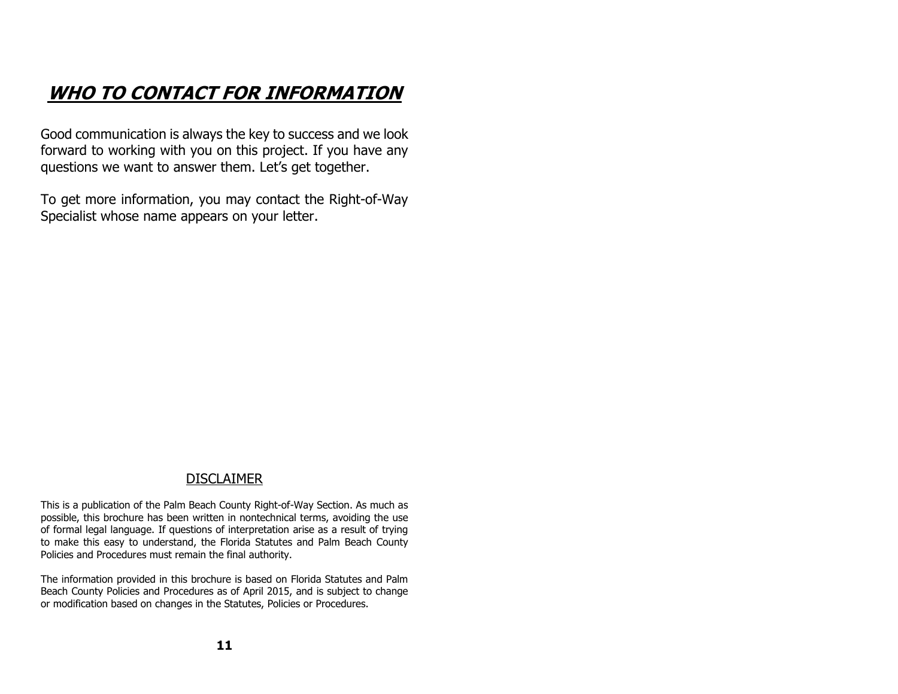# ***WHO TO CONTACT FOR INFORMATION***

Good communication is always the key to success and we look forward to working with you on this project. If you have any questions we want to answer them. Let's get together.

To get more information, you may contact the Right-of-Way Specialist whose name appears on your letter.

## DISCLAIMER

This is a publication of the Palm Beach County Right-of-Way Section. As much as possible, this brochure has been written in nontechnical terms, avoiding the use of formal legal language. If questions of interpretation arise as a result of trying to make this easy to understand, the Florida Statutes and Palm Beach County Policies and Procedures must remain the final authority.

The information provided in this brochure is based on Florida Statutes and Palm Beach County Policies and Procedures as of April 2015, and is subject to change or modification based on changes in the Statutes, Policies or Procedures.